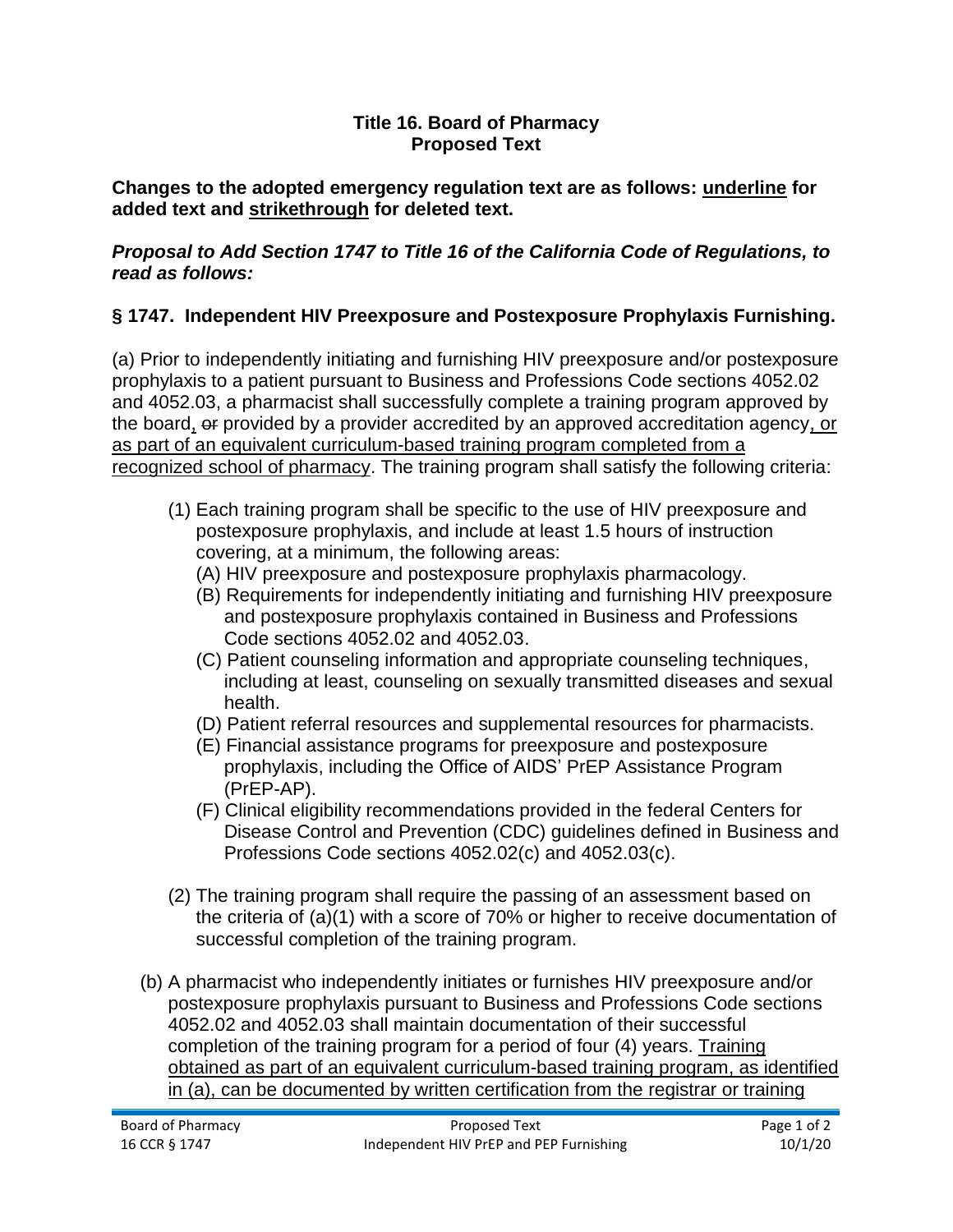**Title 16. Board of Pharmacy**
**Proposed Text**

**Changes to the adopted emergency regulation text are as follows: <u>underline</u> for added text and ~~strikethrough~~ for deleted text.**

***Proposal to Add Section 1747 to Title 16 of the California Code of Regulations, to read as follows:***

### § 1747. Independent HIV Preexposure and Postexposure Prophylaxis Furnishing.

(a) Prior to independently initiating and furnishing HIV preexposure and/or postexposure prophylaxis to a patient pursuant to Business and Professions Code sections 4052.02 and 4052.03, a pharmacist shall successfully complete a training program approved by the board<u>,</u> ~~or~~ provided by a provider accredited by an approved accreditation agency<u>, or as part of an equivalent curriculum-based training program completed from a recognized school of pharmacy</u>. The training program shall satisfy the following criteria:

(1) Each training program shall be specific to the use of HIV preexposure and postexposure prophylaxis, and include at least 1.5 hours of instruction covering, at a minimum, the following areas:

(A) HIV preexposure and postexposure prophylaxis pharmacology.

(B) Requirements for independently initiating and furnishing HIV preexposure and postexposure prophylaxis contained in Business and Professions Code sections 4052.02 and 4052.03.

(C) Patient counseling information and appropriate counseling techniques, including at least, counseling on sexually transmitted diseases and sexual health.

(D) Patient referral resources and supplemental resources for pharmacists.

(E) Financial assistance programs for preexposure and postexposure prophylaxis, including the Office of AIDS' PrEP Assistance Program (PrEP-AP).

(F) Clinical eligibility recommendations provided in the federal Centers for Disease Control and Prevention (CDC) guidelines defined in Business and Professions Code sections 4052.02(c) and 4052.03(c).

(2) The training program shall require the passing of an assessment based on the criteria of (a)(1) with a score of 70% or higher to receive documentation of successful completion of the training program.

(b) A pharmacist who independently initiates or furnishes HIV preexposure and/or postexposure prophylaxis pursuant to Business and Professions Code sections 4052.02 and 4052.03 shall maintain documentation of their successful completion of the training program for a period of four (4) years. <u>Training obtained as part of an equivalent curriculum-based training program, as identified in (a), can be documented by written certification from the registrar or training</u>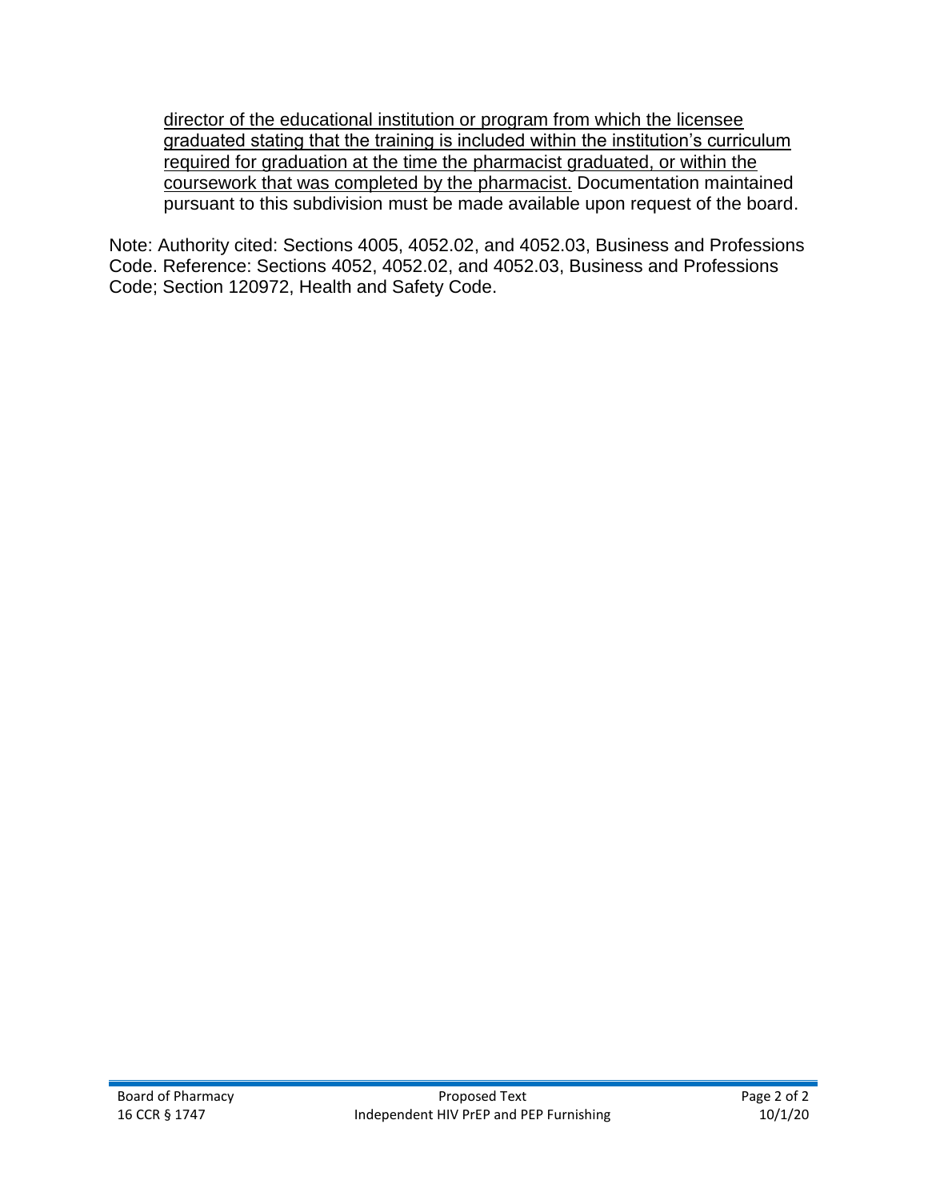<u>director of the educational institution or program from which the licensee graduated stating that the training is included within the institution's curriculum required for graduation at the time the pharmacist graduated, or within the coursework that was completed by the pharmacist.</u> Documentation maintained pursuant to this subdivision must be made available upon request of the board.

Note: Authority cited: Sections 4005, 4052.02, and 4052.03, Business and Professions Code. Reference: Sections 4052, 4052.02, and 4052.03, Business and Professions Code; Section 120972, Health and Safety Code.